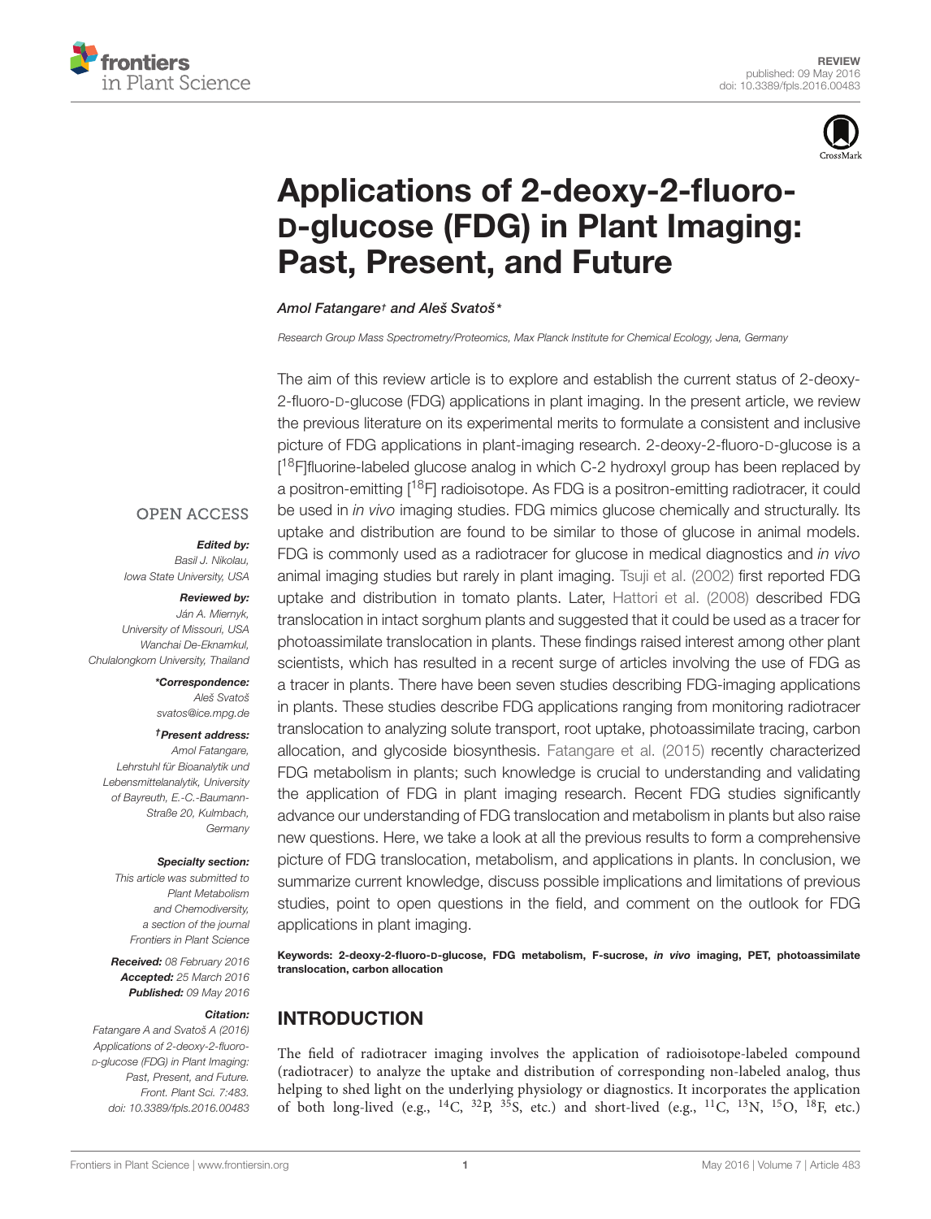# Applications of 2-deoxy-2-fluoro-D-glucose (FDG) in Plant Imaging: Past, Present, and Future

*Amol Fatangare[†] and Aleš Svatoš[*]*

*Research Group Mass Spectrometry/Proteomics, Max Planck Institute for Chemical Ecology, Jena, Germany*

OPEN ACCESS

***Edited by:***
Basil J. Nikolau,
Iowa State University, USA

***Reviewed by:***
Ján A. Miernyk,
University of Missouri, USA
Wanchai De-Eknamkul,
Chulalongkorn University, Thailand

***\*Correspondence:***
Aleš Svatoš
svatos@ice.mpg.de

***†Present address:***
Amol Fatangare,
Lehrstuhl für Bioanalytik und Lebensmittelanalytik, University of Bayreuth, E.-C.-Baumann-Straße 20, Kulmbach, Germany

***Specialty section:***
This article was submitted to Plant Metabolism and Chemodiversity, a section of the journal Frontiers in Plant Science

***Received:*** 08 February 2016
***Accepted:*** 25 March 2016
***Published:*** 09 May 2016

***Citation:***
Fatangare A and Svatoš A (2016) Applications of 2-deoxy-2-fluoro-D-glucose (FDG) in Plant Imaging: Past, Present, and Future. Front. Plant Sci. 7:483. doi: 10.3389/fpls.2016.00483

The aim of this review article is to explore and establish the current status of 2-deoxy-2-fluoro-D-glucose (FDG) applications in plant imaging. In the present article, we review the previous literature on its experimental merits to formulate a consistent and inclusive picture of FDG applications in plant-imaging research. 2-deoxy-2-fluoro-D-glucose is a [$^{18}$F]fluorine-labeled glucose analog in which C-2 hydroxyl group has been replaced by a positron-emitting [$^{18}$F] radioisotope. As FDG is a positron-emitting radiotracer, it could be used in *in vivo* imaging studies. FDG mimics glucose chemically and structurally. Its uptake and distribution are found to be similar to those of glucose in animal models. FDG is commonly used as a radiotracer for glucose in medical diagnostics and *in vivo* animal imaging studies but rarely in plant imaging. Tsuji et al. (2002) first reported FDG uptake and distribution in tomato plants. Later, Hattori et al. (2008) described FDG translocation in intact sorghum plants and suggested that it could be used as a tracer for photoassimilate translocation in plants. These findings raised interest among other plant scientists, which has resulted in a recent surge of articles involving the use of FDG as a tracer in plants. There have been seven studies describing FDG-imaging applications in plants. These studies describe FDG applications ranging from monitoring radiotracer translocation to analyzing solute transport, root uptake, photoassimilate tracing, carbon allocation, and glycoside biosynthesis. Fatangare et al. (2015) recently characterized FDG metabolism in plants; such knowledge is crucial to understanding and validating the application of FDG in plant imaging research. Recent FDG studies significantly advance our understanding of FDG translocation and metabolism in plants but also raise new questions. Here, we take a look at all the previous results to form a comprehensive picture of FDG translocation, metabolism, and applications in plants. In conclusion, we summarize current knowledge, discuss possible implications and limitations of previous studies, point to open questions in the field, and comment on the outlook for FDG applications in plant imaging.

**Keywords: 2-deoxy-2-fluoro-D-glucose, FDG metabolism, F-sucrose, *in vivo* imaging, PET, photoassimilate translocation, carbon allocation**

## INTRODUCTION

The field of radiotracer imaging involves the application of radioisotope-labeled compound (radiotracer) to analyze the uptake and distribution of corresponding non-labeled analog, thus helping to shed light on the underlying physiology or diagnostics. It incorporates the application of both long-lived (e.g., $^{14}$C, $^{32}$P, $^{35}$S, etc.) and short-lived (e.g., $^{11}$C, $^{13}$N, $^{15}$O, $^{18}$F, etc.)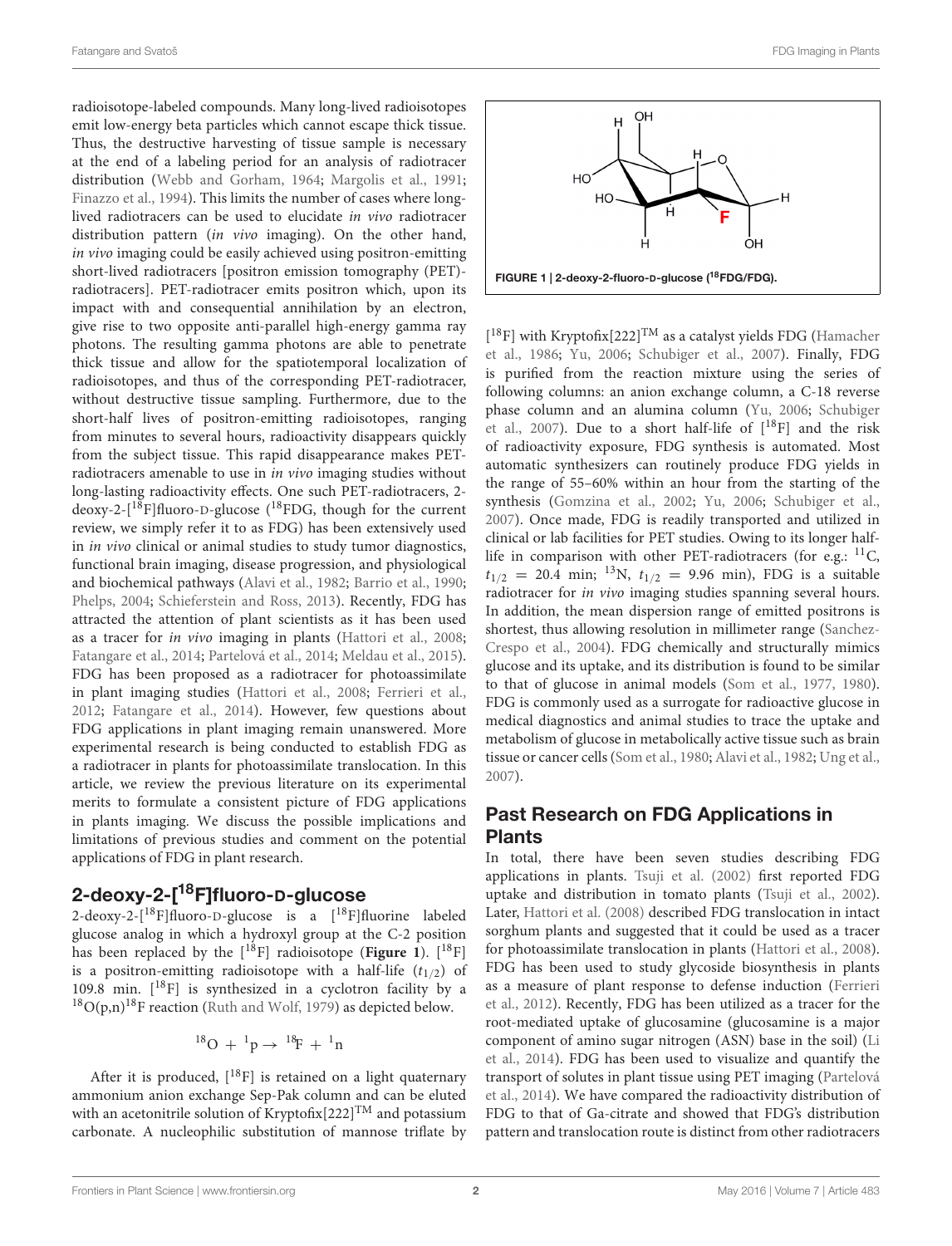radioisotope-labeled compounds. Many long-lived radioisotopes emit low-energy beta particles which cannot escape thick tissue. Thus, the destructive harvesting of tissue sample is necessary at the end of a labeling period for an analysis of radiotracer distribution (Webb and Gorham, 1964; Margolis et al., 1991; Finazzo et al., 1994). This limits the number of cases where long-lived radiotracers can be used to elucidate *in vivo* radiotracer distribution pattern (*in vivo* imaging). On the other hand, *in vivo* imaging could be easily achieved using positron-emitting short-lived radiotracers [positron emission tomography (PET)-radiotracers]. PET-radiotracer emits positron which, upon its impact with and consequential annihilation by an electron, give rise to two opposite anti-parallel high-energy gamma ray photons. The resulting gamma photons are able to penetrate thick tissue and allow for the spatiotemporal localization of radioisotopes, and thus of the corresponding PET-radiotracer, without destructive tissue sampling. Furthermore, due to the short-half lives of positron-emitting radioisotopes, ranging from minutes to several hours, radioactivity disappears quickly from the subject tissue. This rapid disappearance makes PET-radiotracers amenable to use in *in vivo* imaging studies without long-lasting radioactivity effects. One such PET-radiotracers, 2-deoxy-2-[$^{18}$F]fluoro-D-glucose ($^{18}$FDG, though for the current review, we simply refer it to as FDG) has been extensively used in *in vivo* clinical or animal studies to study tumor diagnostics, functional brain imaging, disease progression, and physiological and biochemical pathways (Alavi et al., 1982; Barrio et al., 1990; Phelps, 2004; Schieferstein and Ross, 2013). Recently, FDG has attracted the attention of plant scientists as it has been used as a tracer for *in vivo* imaging in plants (Hattori et al., 2008; Fatangare et al., 2014; Partelová et al., 2014; Meldau et al., 2015). FDG has been proposed as a radiotracer for photoassimilate in plant imaging studies (Hattori et al., 2008; Ferrieri et al., 2012; Fatangare et al., 2014). However, few questions about FDG applications in plant imaging remain unanswered. More experimental research is being conducted to establish FDG as a radiotracer in plants for photoassimilate translocation. In this article, we review the previous literature on its experimental merits to formulate a consistent picture of FDG applications in plants imaging. We discuss the possible implications and limitations of previous studies and comment on the potential applications of FDG in plant research.

## 2-deoxy-2-[$^{18}$F]fluoro-D-glucose

2-deoxy-2-[$^{18}$F]fluoro-D-glucose is a [$^{18}$F]fluorine labeled glucose analog in which a hydroxyl group at the C-2 position has been replaced by the [$^{18}$F] radioisotope (**Figure 1**). [$^{18}$F] is a positron-emitting radioisotope with a half-life ($t_{1/2}$) of 109.8 min. [$^{18}$F] is synthesized in a cyclotron facility by a $^{18}$O(p,n)$^{18}$F reaction (Ruth and Wolf, 1979) as depicted below.

$$^{18}\mathrm{O} + {}^{1}\mathrm{p} \rightarrow {}^{18}\mathrm{F} + {}^{1}\mathrm{n}$$

After it is produced, [$^{18}$F] is retained on a light quaternary ammonium anion exchange Sep-Pak column and can be eluted with an acetonitrile solution of Kryptofix[222]$^{\text{TM}}$ and potassium carbonate. A nucleophilic substitution of mannose triflate by [$^{18}$F] with Kryptofix[222]$^{\text{TM}}$ as a catalyst yields FDG (Hamacher et al., 1986; Yu, 2006; Schubiger et al., 2007). Finally, FDG is purified from the reaction mixture using the series of following columns: an anion exchange column, a C-18 reverse phase column and an alumina column (Yu, 2006; Schubiger et al., 2007). Due to a short half-life of [$^{18}$F] and the risk of radioactivity exposure, FDG synthesis is automated. Most automatic synthesizers can routinely produce FDG yields in the range of 55–60% within an hour from the starting of the synthesis (Gomzina et al., 2002; Yu, 2006; Schubiger et al., 2007). Once made, FDG is readily transported and utilized in clinical or lab facilities for PET studies. Owing to its longer half-life in comparison with other PET-radiotracers (for e.g.: $^{11}$C, $t_{1/2}$ = 20.4 min; $^{13}$N, $t_{1/2}$ = 9.96 min), FDG is a suitable radiotracer for *in vivo* imaging studies spanning several hours. In addition, the mean dispersion range of emitted positrons is shortest, thus allowing resolution in millimeter range (Sanchez-Crespo et al., 2004). FDG chemically and structurally mimics glucose and its uptake, and its distribution is found to be similar to that of glucose in animal models (Som et al., 1977, 1980). FDG is commonly used as a surrogate for radioactive glucose in medical diagnostics and animal studies to trace the uptake and metabolism of glucose in metabolically active tissue such as brain tissue or cancer cells (Som et al., 1980; Alavi et al., 1982; Ung et al., 2007).

H
OH
H
O
HO
HO
H
H
F
H
OH

**FIGURE 1 | 2-deoxy-2-fluoro-D-glucose ($^{18}$FDG/FDG).**

## Past Research on FDG Applications in Plants

In total, there have been seven studies describing FDG applications in plants. Tsuji et al. (2002) first reported FDG uptake and distribution in tomato plants (Tsuji et al., 2002). Later, Hattori et al. (2008) described FDG translocation in intact sorghum plants and suggested that it could be used as a tracer for photoassimilate translocation in plants (Hattori et al., 2008). FDG has been used to study glycoside biosynthesis in plants as a measure of plant response to defense induction (Ferrieri et al., 2012). Recently, FDG has been utilized as a tracer for the root-mediated uptake of glucosamine (glucosamine is a major component of amino sugar nitrogen (ASN) base in the soil) (Li et al., 2014). FDG has been used to visualize and quantify the transport of solutes in plant tissue using PET imaging (Partelová et al., 2014). We have compared the radioactivity distribution of FDG to that of Ga-citrate and showed that FDG's distribution pattern and translocation route is distinct from other radiotracers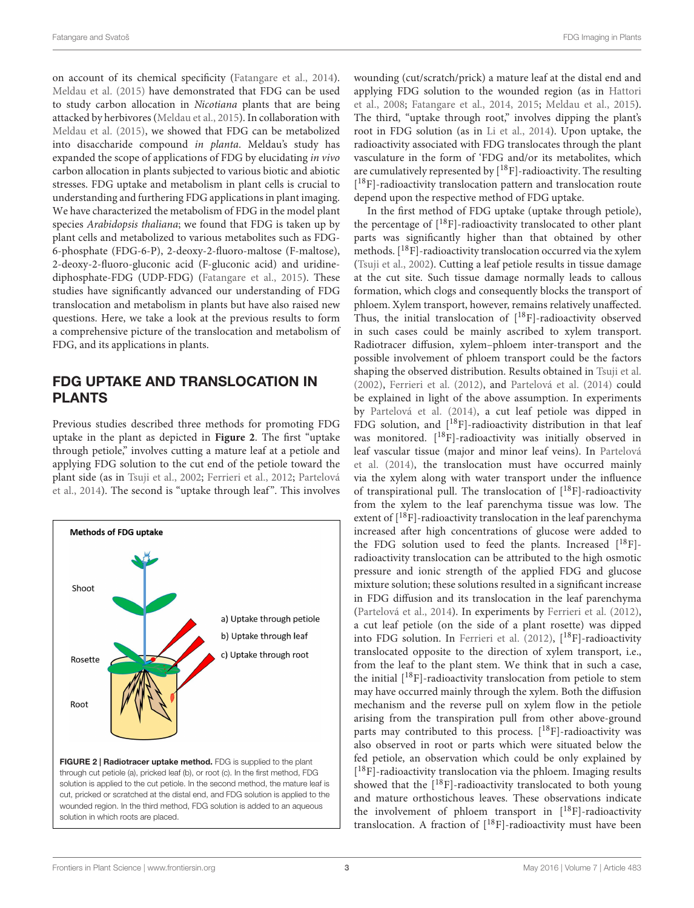on account of its chemical specificity (Fatangare et al., 2014). Meldau et al. (2015) have demonstrated that FDG can be used to study carbon allocation in *Nicotiana* plants that are being attacked by herbivores (Meldau et al., 2015). In collaboration with Meldau et al. (2015), we showed that FDG can be metabolized into disaccharide compound *in planta*. Meldau's study has expanded the scope of applications of FDG by elucidating *in vivo* carbon allocation in plants subjected to various biotic and abiotic stresses. FDG uptake and metabolism in plant cells is crucial to understanding and furthering FDG applications in plant imaging. We have characterized the metabolism of FDG in the model plant species *Arabidopsis thaliana*; we found that FDG is taken up by plant cells and metabolized to various metabolites such as FDG-6-phosphate (FDG-6-P), 2-deoxy-2-fluoro-maltose (F-maltose), 2-deoxy-2-fluoro-gluconic acid (F-gluconic acid) and uridine-diphosphate-FDG (UDP-FDG) (Fatangare et al., 2015). These studies have significantly advanced our understanding of FDG translocation and metabolism in plants but have also raised new questions. Here, we take a look at the previous results to form a comprehensive picture of the translocation and metabolism of FDG, and its applications in plants.

## FDG UPTAKE AND TRANSLOCATION IN PLANTS

Previous studies described three methods for promoting FDG uptake in the plant as depicted in **Figure 2**. The first "uptake through petiole," involves cutting a mature leaf at a petiole and applying FDG solution to the cut end of the petiole toward the plant side (as in Tsuji et al., 2002; Ferrieri et al., 2012; Partelová et al., 2014). The second is "uptake through leaf". This involves wounding (cut/scratch/prick) a mature leaf at the distal end and applying FDG solution to the wounded region (as in Hattori et al., 2008; Fatangare et al., 2014, 2015; Meldau et al., 2015). The third, "uptake through root," involves dipping the plant's root in FDG solution (as in Li et al., 2014). Upon uptake, the radioactivity associated with FDG translocates through the plant vasculature in the form of 'FDG and/or its metabolites, which are cumulatively represented by [$^{18}$F]-radioactivity. The resulting [$^{18}$F]-radioactivity translocation pattern and translocation route depend upon the respective method of FDG uptake.

Methods of FDG uptake

Shoot

Rosette

Root

a) Uptake through petiole

b) Uptake through leaf

c) Uptake through root

**FIGURE 2 | Radiotracer uptake method.** FDG is supplied to the plant through cut petiole (a), pricked leaf (b), or root (c). In the first method, FDG solution is applied to the cut petiole. In the second method, the mature leaf is cut, pricked or scratched at the distal end, and FDG solution is applied to the wounded region. In the third method, FDG solution is added to an aqueous solution in which roots are placed.

In the first method of FDG uptake (uptake through petiole), the percentage of [$^{18}$F]-radioactivity translocated to other plant parts was significantly higher than that obtained by other methods. [$^{18}$F]-radioactivity translocation occurred via the xylem (Tsuji et al., 2002). Cutting a leaf petiole results in tissue damage at the cut site. Such tissue damage normally leads to callous formation, which clogs and consequently blocks the transport of phloem. Xylem transport, however, remains relatively unaffected. Thus, the initial translocation of [$^{18}$F]-radioactivity observed in such cases could be mainly ascribed to xylem transport. Radiotracer diffusion, xylem–phloem inter-transport and the possible involvement of phloem transport could be the factors shaping the observed distribution. Results obtained in Tsuji et al. (2002), Ferrieri et al. (2012), and Partelová et al. (2014) could be explained in light of the above assumption. In experiments by Partelová et al. (2014), a cut leaf petiole was dipped in FDG solution, and [$^{18}$F]-radioactivity distribution in that leaf was monitored. [$^{18}$F]-radioactivity was initially observed in leaf vascular tissue (major and minor leaf veins). In Partelová et al. (2014), the translocation must have occurred mainly via the xylem along with water transport under the influence of transpirational pull. The translocation of [$^{18}$F]-radioactivity from the xylem to the leaf parenchyma tissue was low. The extent of [$^{18}$F]-radioactivity translocation in the leaf parenchyma increased after high concentrations of glucose were added to the FDG solution used to feed the plants. Increased [$^{18}$F]-radioactivity translocation can be attributed to the high osmotic pressure and ionic strength of the applied FDG and glucose mixture solution; these solutions resulted in a significant increase in FDG diffusion and its translocation in the leaf parenchyma (Partelová et al., 2014). In experiments by Ferrieri et al. (2012), a cut leaf petiole (on the side of a plant rosette) was dipped into FDG solution. In Ferrieri et al. (2012), [$^{18}$F]-radioactivity translocated opposite to the direction of xylem transport, i.e., from the leaf to the plant stem. We think that in such a case, the initial [$^{18}$F]-radioactivity translocation from petiole to stem may have occurred mainly through the xylem. Both the diffusion mechanism and the reverse pull on xylem flow in the petiole arising from the transpiration pull from other above-ground parts may contributed to this process. [$^{18}$F]-radioactivity was also observed in root or parts which were situated below the fed petiole, an observation which could be only explained by [$^{18}$F]-radioactivity translocation via the phloem. Imaging results showed that the [$^{18}$F]-radioactivity translocated to both young and mature orthostichous leaves. These observations indicate the involvement of phloem transport in [$^{18}$F]-radioactivity translocation. A fraction of [$^{18}$F]-radioactivity must have been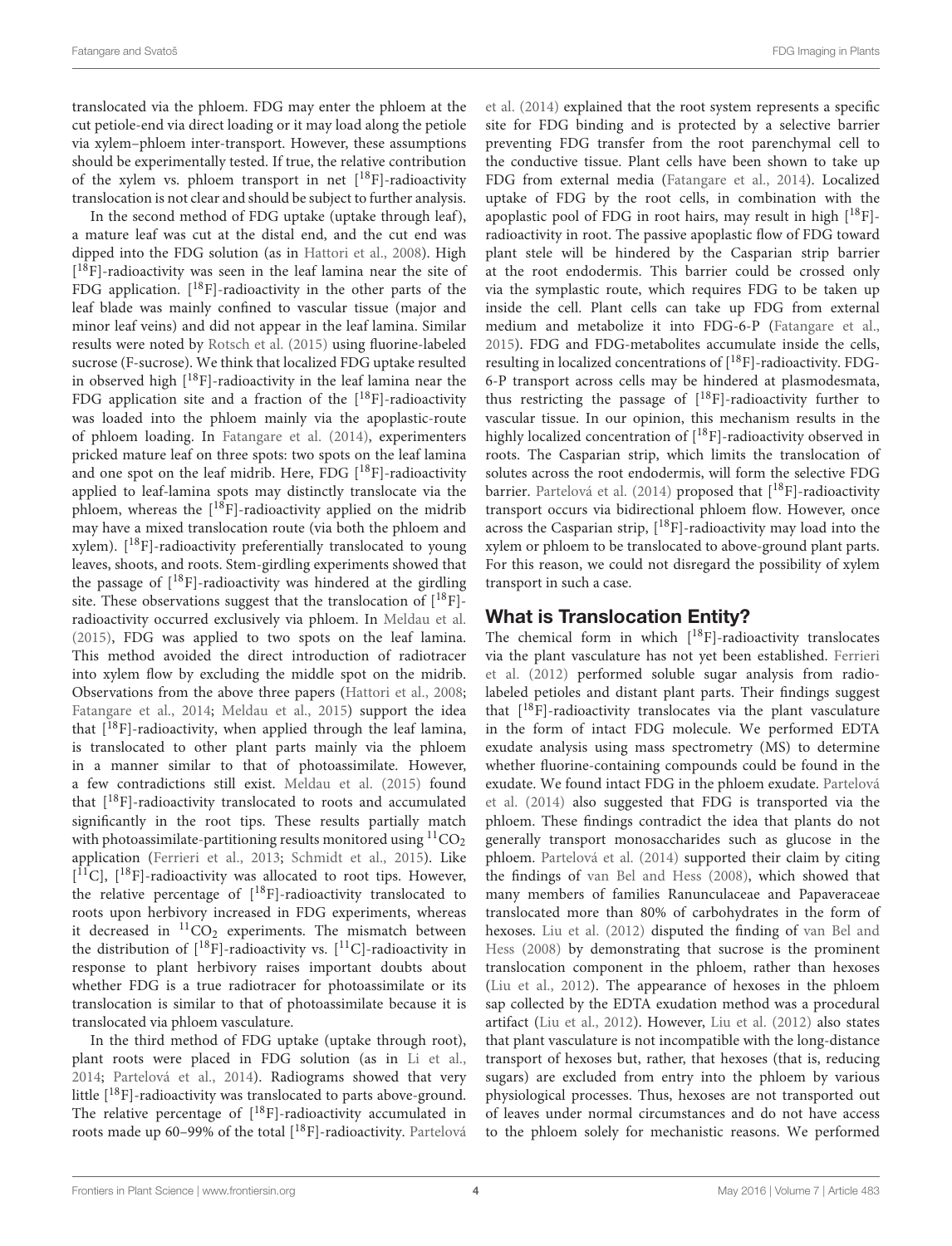translocated via the phloem. FDG may enter the phloem at the cut petiole-end via direct loading or it may load along the petiole via xylem–phloem inter-transport. However, these assumptions should be experimentally tested. If true, the relative contribution of the xylem vs. phloem transport in net [$^{18}$F]-radioactivity translocation is not clear and should be subject to further analysis.

In the second method of FDG uptake (uptake through leaf), a mature leaf was cut at the distal end, and the cut end was dipped into the FDG solution (as in Hattori et al., 2008). High [$^{18}$F]-radioactivity was seen in the leaf lamina near the site of FDG application. [$^{18}$F]-radioactivity in the other parts of the leaf blade was mainly confined to vascular tissue (major and minor leaf veins) and did not appear in the leaf lamina. Similar results were noted by Rotsch et al. (2015) using fluorine-labeled sucrose (F-sucrose). We think that localized FDG uptake resulted in observed high [$^{18}$F]-radioactivity in the leaf lamina near the FDG application site and a fraction of the [$^{18}$F]-radioactivity was loaded into the phloem mainly via the apoplastic-route of phloem loading. In Fatangare et al. (2014), experimenters pricked mature leaf on three spots: two spots on the leaf lamina and one spot on the leaf midrib. Here, FDG [$^{18}$F]-radioactivity applied to leaf-lamina spots may distinctly translocate via the phloem, whereas the [$^{18}$F]-radioactivity applied on the midrib may have a mixed translocation route (via both the phloem and xylem). [$^{18}$F]-radioactivity preferentially translocated to young leaves, shoots, and roots. Stem-girdling experiments showed that the passage of [$^{18}$F]-radioactivity was hindered at the girdling site. These observations suggest that the translocation of [$^{18}$F]-radioactivity occurred exclusively via phloem. In Meldau et al. (2015), FDG was applied to two spots on the leaf lamina. This method avoided the direct introduction of radiotracer into xylem flow by excluding the middle spot on the midrib. Observations from the above three papers (Hattori et al., 2008; Fatangare et al., 2014; Meldau et al., 2015) support the idea that [$^{18}$F]-radioactivity, when applied through the leaf lamina, is translocated to other plant parts mainly via the phloem in a manner similar to that of photoassimilate. However, a few contradictions still exist. Meldau et al. (2015) found that [$^{18}$F]-radioactivity translocated to roots and accumulated significantly in the root tips. These results partially match with photoassimilate-partitioning results monitored using $^{11}CO_2$ application (Ferrieri et al., 2013; Schmidt et al., 2015). Like [$^{11}$C], [$^{18}$F]-radioactivity was allocated to root tips. However, the relative percentage of [$^{18}$F]-radioactivity translocated to roots upon herbivory increased in FDG experiments, whereas it decreased in $^{11}CO_2$ experiments. The mismatch between the distribution of [$^{18}$F]-radioactivity vs. [$^{11}$C]-radioactivity in response to plant herbivory raises important doubts about whether FDG is a true radiotracer for photoassimilate or its translocation is similar to that of photoassimilate because it is translocated via phloem vasculature.

In the third method of FDG uptake (uptake through root), plant roots were placed in FDG solution (as in Li et al., 2014; Partelová et al., 2014). Radiograms showed that very little [$^{18}$F]-radioactivity was translocated to parts above-ground. The relative percentage of [$^{18}$F]-radioactivity accumulated in roots made up 60–99% of the total [$^{18}$F]-radioactivity. Partelová et al. (2014) explained that the root system represents a specific site for FDG binding and is protected by a selective barrier preventing FDG transfer from the root parenchymal cell to the conductive tissue. Plant cells have been shown to take up FDG from external media (Fatangare et al., 2014). Localized uptake of FDG by the root cells, in combination with the apoplastic pool of FDG in root hairs, may result in high [$^{18}$F]-radioactivity in root. The passive apoplastic flow of FDG toward plant stele will be hindered by the Casparian strip barrier at the root endodermis. This barrier could be crossed only via the symplastic route, which requires FDG to be taken up inside the cell. Plant cells can take up FDG from external medium and metabolize it into FDG-6-P (Fatangare et al., 2015). FDG and FDG-metabolites accumulate inside the cells, resulting in localized concentrations of [$^{18}$F]-radioactivity. FDG-6-P transport across cells may be hindered at plasmodesmata, thus restricting the passage of [$^{18}$F]-radioactivity further to vascular tissue. In our opinion, this mechanism results in the highly localized concentration of [$^{18}$F]-radioactivity observed in roots. The Casparian strip, which limits the translocation of solutes across the root endodermis, will form the selective FDG barrier. Partelová et al. (2014) proposed that [$^{18}$F]-radioactivity transport occurs via bidirectional phloem flow. However, once across the Casparian strip, [$^{18}$F]-radioactivity may load into the xylem or phloem to be translocated to above-ground plant parts. For this reason, we could not disregard the possibility of xylem transport in such a case.

## What is Translocation Entity?

The chemical form in which [$^{18}$F]-radioactivity translocates via the plant vasculature has not yet been established. Ferrieri et al. (2012) performed soluble sugar analysis from radio-labeled petioles and distant plant parts. Their findings suggest that [$^{18}$F]-radioactivity translocates via the plant vasculature in the form of intact FDG molecule. We performed EDTA exudate analysis using mass spectrometry (MS) to determine whether fluorine-containing compounds could be found in the exudate. We found intact FDG in the phloem exudate. Partelová et al. (2014) also suggested that FDG is transported via the phloem. These findings contradict the idea that plants do not generally transport monosaccharides such as glucose in the phloem. Partelová et al. (2014) supported their claim by citing the findings of van Bel and Hess (2008), which showed that many members of families Ranunculaceae and Papaveraceae translocated more than 80% of carbohydrates in the form of hexoses. Liu et al. (2012) disputed the finding of van Bel and Hess (2008) by demonstrating that sucrose is the prominent translocation component in the phloem, rather than hexoses (Liu et al., 2012). The appearance of hexoses in the phloem sap collected by the EDTA exudation method was a procedural artifact (Liu et al., 2012). However, Liu et al. (2012) also states that plant vasculature is not incompatible with the long-distance transport of hexoses but, rather, that hexoses (that is, reducing sugars) are excluded from entry into the phloem by various physiological processes. Thus, hexoses are not transported out of leaves under normal circumstances and do not have access to the phloem solely for mechanistic reasons. We performed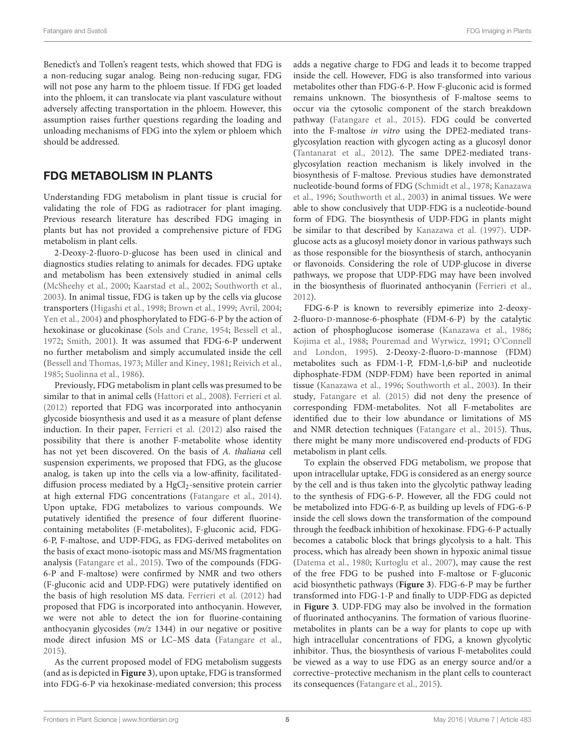Benedict's and Tollen's reagent tests, which showed that FDG is a non-reducing sugar analog. Being non-reducing sugar, FDG will not pose any harm to the phloem tissue. If FDG get loaded into the phloem, it can translocate via plant vasculature without adversely affecting transportation in the phloem. However, this assumption raises further questions regarding the loading and unloading mechanisms of FDG into the xylem or phloem which should be addressed.

## FDG METABOLISM IN PLANTS

Understanding FDG metabolism in plant tissue is crucial for validating the role of FDG as radiotracer for plant imaging. Previous research literature has described FDG imaging in plants but has not provided a comprehensive picture of FDG metabolism in plant cells.

2-Deoxy-2-fluoro-D-glucose has been used in clinical and diagnostics studies relating to animals for decades. FDG uptake and metabolism has been extensively studied in animal cells (McSheehy et al., 2000; Kaarstad et al., 2002; Southworth et al., 2003). In animal tissue, FDG is taken up by the cells via glucose transporters (Higashi et al., 1998; Brown et al., 1999; Avril, 2004; Yen et al., 2004) and phosphorylated to FDG-6-P by the action of hexokinase or glucokinase (Sols and Crane, 1954; Bessell et al., 1972; Smith, 2001). It was assumed that FDG-6-P underwent no further metabolism and simply accumulated inside the cell (Bessell and Thomas, 1973; Miller and Kiney, 1981; Reivich et al., 1985; Suolinna et al., 1986).

Previously, FDG metabolism in plant cells was presumed to be similar to that in animal cells (Hattori et al., 2008). Ferrieri et al. (2012) reported that FDG was incorporated into anthocyanin glycoside biosynthesis and used it as a measure of plant defense induction. In their paper, Ferrieri et al. (2012) also raised the possibility that there is another F-metabolite whose identity has not yet been discovered. On the basis of *A. thaliana* cell suspension experiments, we proposed that FDG, as the glucose analog, is taken up into the cells via a low-affinity, facilitated-diffusion process mediated by a $HgCl_2$-sensitive protein carrier at high external FDG concentrations (Fatangare et al., 2014). Upon uptake, FDG metabolizes to various compounds. We putatively identified the presence of four different fluorine-containing metabolites (F-metabolites), F-gluconic acid, FDG-6-P, F-maltose, and UDP-FDG, as FDG-derived metabolites on the basis of exact mono-isotopic mass and MS/MS fragmentation analysis (Fatangare et al., 2015). Two of the compounds (FDG-6-P and F-maltose) were confirmed by NMR and two others (F-gluconic acid and UDP-FDG) were putatively identified on the basis of high resolution MS data. Ferrieri et al. (2012) had proposed that FDG is incorporated into anthocyanin. However, we were not able to detect the ion for fluorine-containing anthocyanin glycosides (*m/z* 1344) in our negative or positive mode direct infusion MS or LC–MS data (Fatangare et al., 2015).

As the current proposed model of FDG metabolism suggests (and as is depicted in **Figure 3**), upon uptake, FDG is transformed into FDG-6-P via hexokinase-mediated conversion; this process adds a negative charge to FDG and leads it to become trapped inside the cell. However, FDG is also transformed into various metabolites other than FDG-6-P. How F-gluconic acid is formed remains unknown. The biosynthesis of F-maltose seems to occur via the cytosolic component of the starch breakdown pathway (Fatangare et al., 2015). FDG could be converted into the F-maltose *in vitro* using the DPE2-mediated trans-glycosylation reaction with glycogen acting as a glucosyl donor (Tantanarat et al., 2012). The same DPE2-mediated trans-glycosylation reaction mechanism is likely involved in the biosynthesis of F-maltose. Previous studies have demonstrated nucleotide-bound forms of FDG (Schmidt et al., 1978; Kanazawa et al., 1996; Southworth et al., 2003) in animal tissues. We were able to show conclusively that UDP-FDG is a nucleotide-bound form of FDG. The biosynthesis of UDP-FDG in plants might be similar to that described by Kanazawa et al. (1997). UDP-glucose acts as a glucosyl moiety donor in various pathways such as those responsible for the biosynthesis of starch, anthocyanin or flavonoids. Considering the role of UDP-glucose in diverse pathways, we propose that UDP-FDG may have been involved in the biosynthesis of fluorinated anthocyanin (Ferrieri et al., 2012).

FDG-6-P is known to reversibly epimerize into 2-deoxy-2-fluoro-D-mannose-6-phosphate (FDM-6-P) by the catalytic action of phosphoglucose isomerase (Kanazawa et al., 1986; Kojima et al., 1988; Pouremad and Wyrwicz, 1991; O'Connell and London, 1995). 2-Deoxy-2-fluoro-D-mannose (FDM) metabolites such as FDM-1-P, FDM-1,6-biP and nucleotide diphosphate-FDM (NDP-FDM) have been reported in animal tissue (Kanazawa et al., 1996; Southworth et al., 2003). In their study, Fatangare et al. (2015) did not deny the presence of corresponding FDM-metabolites. Not all F-metabolites are identified due to their low abundance or limitations of MS and NMR detection techniques (Fatangare et al., 2015). Thus, there might be many more undiscovered end-products of FDG metabolism in plant cells.

To explain the observed FDG metabolism, we propose that upon intracellular uptake, FDG is considered as an energy source by the cell and is thus taken into the glycolytic pathway leading to the synthesis of FDG-6-P. However, all the FDG could not be metabolized into FDG-6-P, as building up levels of FDG-6-P inside the cell slows down the transformation of the compound through the feedback inhibition of hexokinase. FDG-6-P actually becomes a catabolic block that brings glycolysis to a halt. This process, which has already been shown in hypoxic animal tissue (Datema et al., 1980; Kurtoglu et al., 2007), may cause the rest of the free FDG to be pushed into F-maltose or F-gluconic acid biosynthetic pathways (**Figure 3**). FDG-6-P may be further transformed into FDG-1-P and finally to UDP-FDG as depicted in **Figure 3**. UDP-FDG may also be involved in the formation of fluorinated anthocyanins. The formation of various fluorine-metabolites in plants can be a way for plants to cope up with high intracellular concentrations of FDG, a known glycolytic inhibitor. Thus, the biosynthesis of various F-metabolites could be viewed as a way to use FDG as an energy source and/or a corrective–protective mechanism in the plant cells to counteract its consequences (Fatangare et al., 2015).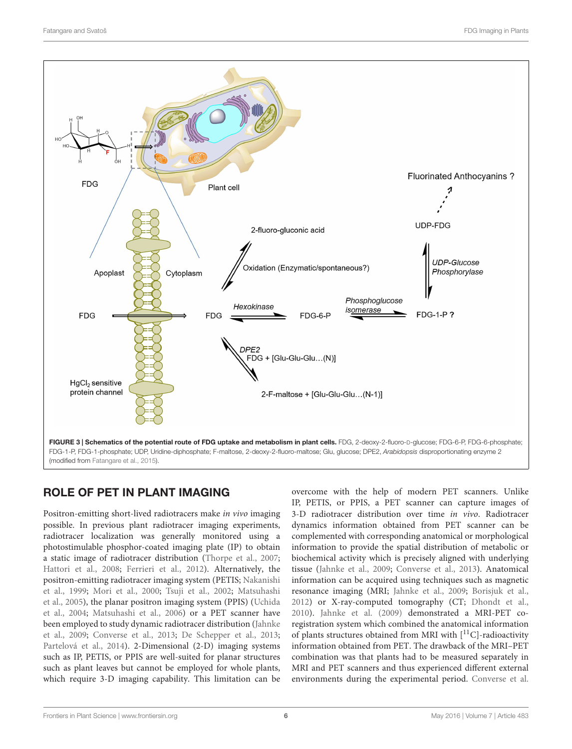FDG

Plant cell

Fluorinated Anthocyanins ?

UDP-FDG

UDP-Glucose Phosphorylase

2-fluoro-gluconic acid

Oxidation (Enzymatic/spontaneous?)

Apoplast

Cytoplasm

FDG

FDG

Hexokinase

FDG-6-P

Phosphoglucose isomerase

FDG-1-P ?

DPE2

FDG + [Glu-Glu-Glu…(N)]

$HgCl_2$ sensitive protein channel

2-F-maltose + [Glu-Glu-Glu…(N-1)]

**FIGURE 3 | Schematics of the potential route of FDG uptake and metabolism in plant cells.** FDG, 2-deoxy-2-fluoro-D-glucose; FDG-6-P, FDG-6-phosphate; FDG-1-P, FDG-1-phosphate; UDP, Uridine-diphosphate; F-maltose, 2-deoxy-2-fluoro-maltose; Glu, glucose; DPE2, *Arabidopsis* disproportionating enzyme 2 (modified from Fatangare et al., 2015).

## ROLE OF PET IN PLANT IMAGING

Positron-emitting short-lived radiotracers make *in vivo* imaging possible. In previous plant radiotracer imaging experiments, radiotracer localization was generally monitored using a photostimulable phosphor-coated imaging plate (IP) to obtain a static image of radiotracer distribution (Thorpe et al., 2007; Hattori et al., 2008; Ferrieri et al., 2012). Alternatively, the positron-emitting radiotracer imaging system (PETIS; Nakanishi et al., 1999; Mori et al., 2000; Tsuji et al., 2002; Matsuhashi et al., 2005), the planar positron imaging system (PPIS) (Uchida et al., 2004; Matsuhashi et al., 2006) or a PET scanner have been employed to study dynamic radiotracer distribution (Jahnke et al., 2009; Converse et al., 2013; De Schepper et al., 2013; Partelová et al., 2014). 2-Dimensional (2-D) imaging systems such as IP, PETIS, or PPIS are well-suited for planar structures such as plant leaves but cannot be employed for whole plants, which require 3-D imaging capability. This limitation can be overcome with the help of modern PET scanners. Unlike IP, PETIS, or PPIS, a PET scanner can capture images of 3-D radiotracer distribution over time *in vivo*. Radiotracer dynamics information obtained from PET scanner can be complemented with corresponding anatomical or morphological information to provide the spatial distribution of metabolic or biochemical activity which is precisely aligned with underlying tissue (Jahnke et al., 2009; Converse et al., 2013). Anatomical information can be acquired using techniques such as magnetic resonance imaging (MRI; Jahnke et al., 2009; Borisjuk et al., 2012) or X-ray-computed tomography (CT; Dhondt et al., 2010). Jahnke et al. (2009) demonstrated a MRI-PET co-registration system which combined the anatomical information of plants structures obtained from MRI with [$^{11}$C]-radioactivity information obtained from PET. The drawback of the MRI–PET combination was that plants had to be measured separately in MRI and PET scanners and thus experienced different external environments during the experimental period. Converse et al.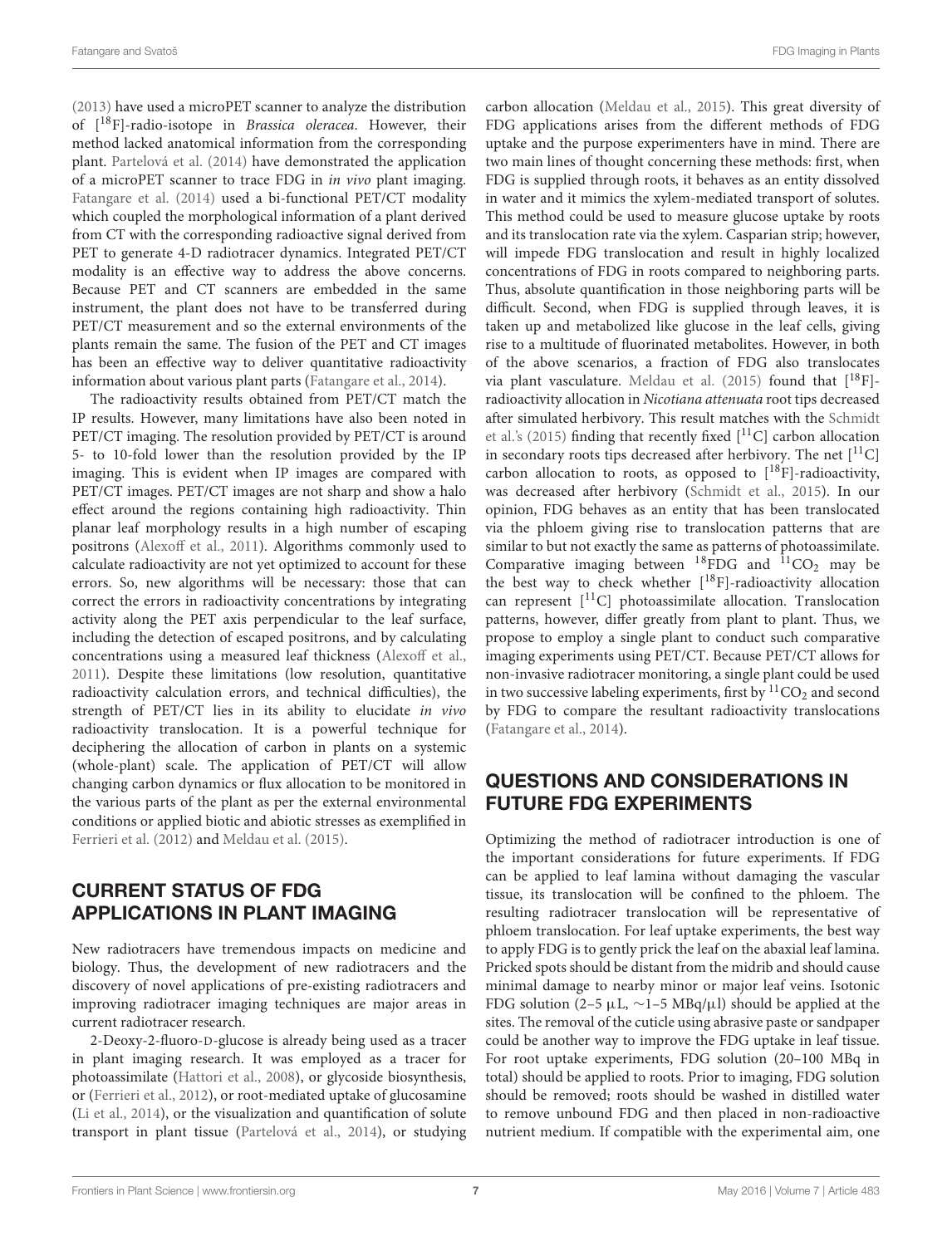(2013) have used a microPET scanner to analyze the distribution of [$^{18}$F]-radio-isotope in *Brassica oleracea*. However, their method lacked anatomical information from the corresponding plant. Partelová et al. (2014) have demonstrated the application of a microPET scanner to trace FDG in *in vivo* plant imaging. Fatangare et al. (2014) used a bi-functional PET/CT modality which coupled the morphological information of a plant derived from CT with the corresponding radioactive signal derived from PET to generate 4-D radiotracer dynamics. Integrated PET/CT modality is an effective way to address the above concerns. Because PET and CT scanners are embedded in the same instrument, the plant does not have to be transferred during PET/CT measurement and so the external environments of the plants remain the same. The fusion of the PET and CT images has been an effective way to deliver quantitative radioactivity information about various plant parts (Fatangare et al., 2014).

The radioactivity results obtained from PET/CT match the IP results. However, many limitations have also been noted in PET/CT imaging. The resolution provided by PET/CT is around 5- to 10-fold lower than the resolution provided by the IP imaging. This is evident when IP images are compared with PET/CT images. PET/CT images are not sharp and show a halo effect around the regions containing high radioactivity. Thin planar leaf morphology results in a high number of escaping positrons (Alexoff et al., 2011). Algorithms commonly used to calculate radioactivity are not yet optimized to account for these errors. So, new algorithms will be necessary: those that can correct the errors in radioactivity concentrations by integrating activity along the PET axis perpendicular to the leaf surface, including the detection of escaped positrons, and by calculating concentrations using a measured leaf thickness (Alexoff et al., 2011). Despite these limitations (low resolution, quantitative radioactivity calculation errors, and technical difficulties), the strength of PET/CT lies in its ability to elucidate *in vivo* radioactivity translocation. It is a powerful technique for deciphering the allocation of carbon in plants on a systemic (whole-plant) scale. The application of PET/CT will allow changing carbon dynamics or flux allocation to be monitored in the various parts of the plant as per the external environmental conditions or applied biotic and abiotic stresses as exemplified in Ferrieri et al. (2012) and Meldau et al. (2015).

## CURRENT STATUS OF FDG APPLICATIONS IN PLANT IMAGING

New radiotracers have tremendous impacts on medicine and biology. Thus, the development of new radiotracers and the discovery of novel applications of pre-existing radiotracers and improving radiotracer imaging techniques are major areas in current radiotracer research.

2-Deoxy-2-fluoro-D-glucose is already being used as a tracer in plant imaging research. It was employed as a tracer for photoassimilate (Hattori et al., 2008), or glycoside biosynthesis, or (Ferrieri et al., 2012), or root-mediated uptake of glucosamine (Li et al., 2014), or the visualization and quantification of solute transport in plant tissue (Partelová et al., 2014), or studying carbon allocation (Meldau et al., 2015). This great diversity of FDG applications arises from the different methods of FDG uptake and the purpose experimenters have in mind. There are two main lines of thought concerning these methods: first, when FDG is supplied through roots, it behaves as an entity dissolved in water and it mimics the xylem-mediated transport of solutes. This method could be used to measure glucose uptake by roots and its translocation rate via the xylem. Casparian strip; however, will impede FDG translocation and result in highly localized concentrations of FDG in roots compared to neighboring parts. Thus, absolute quantification in those neighboring parts will be difficult. Second, when FDG is supplied through leaves, it is taken up and metabolized like glucose in the leaf cells, giving rise to a multitude of fluorinated metabolites. However, in both of the above scenarios, a fraction of FDG also translocates via plant vasculature. Meldau et al. (2015) found that [$^{18}$F]-radioactivity allocation in *Nicotiana attenuata* root tips decreased after simulated herbivory. This result matches with the Schmidt et al.'s (2015) finding that recently fixed [$^{11}$C] carbon allocation in secondary roots tips decreased after herbivory. The net [$^{11}$C] carbon allocation to roots, as opposed to [$^{18}$F]-radioactivity, was decreased after herbivory (Schmidt et al., 2015). In our opinion, FDG behaves as an entity that has been translocated via the phloem giving rise to translocation patterns that are similar to but not exactly the same as patterns of photoassimilate. Comparative imaging between $^{18}$FDG and $^{11}CO_2$ may be the best way to check whether [$^{18}$F]-radioactivity allocation can represent [$^{11}$C] photoassimilate allocation. Translocation patterns, however, differ greatly from plant to plant. Thus, we propose to employ a single plant to conduct such comparative imaging experiments using PET/CT. Because PET/CT allows for non-invasive radiotracer monitoring, a single plant could be used in two successive labeling experiments, first by $^{11}CO_2$ and second by FDG to compare the resultant radioactivity translocations (Fatangare et al., 2014).

## QUESTIONS AND CONSIDERATIONS IN FUTURE FDG EXPERIMENTS

Optimizing the method of radiotracer introduction is one of the important considerations for future experiments. If FDG can be applied to leaf lamina without damaging the vascular tissue, its translocation will be confined to the phloem. The resulting radiotracer translocation will be representative of phloem translocation. For leaf uptake experiments, the best way to apply FDG is to gently prick the leaf on the abaxial leaf lamina. Pricked spots should be distant from the midrib and should cause minimal damage to nearby minor or major leaf veins. Isotonic FDG solution (2–5 μL, ∼1–5 MBq/μl) should be applied at the sites. The removal of the cuticle using abrasive paste or sandpaper could be another way to improve the FDG uptake in leaf tissue. For root uptake experiments, FDG solution (20–100 MBq in total) should be applied to roots. Prior to imaging, FDG solution should be removed; roots should be washed in distilled water to remove unbound FDG and then placed in non-radioactive nutrient medium. If compatible with the experimental aim, one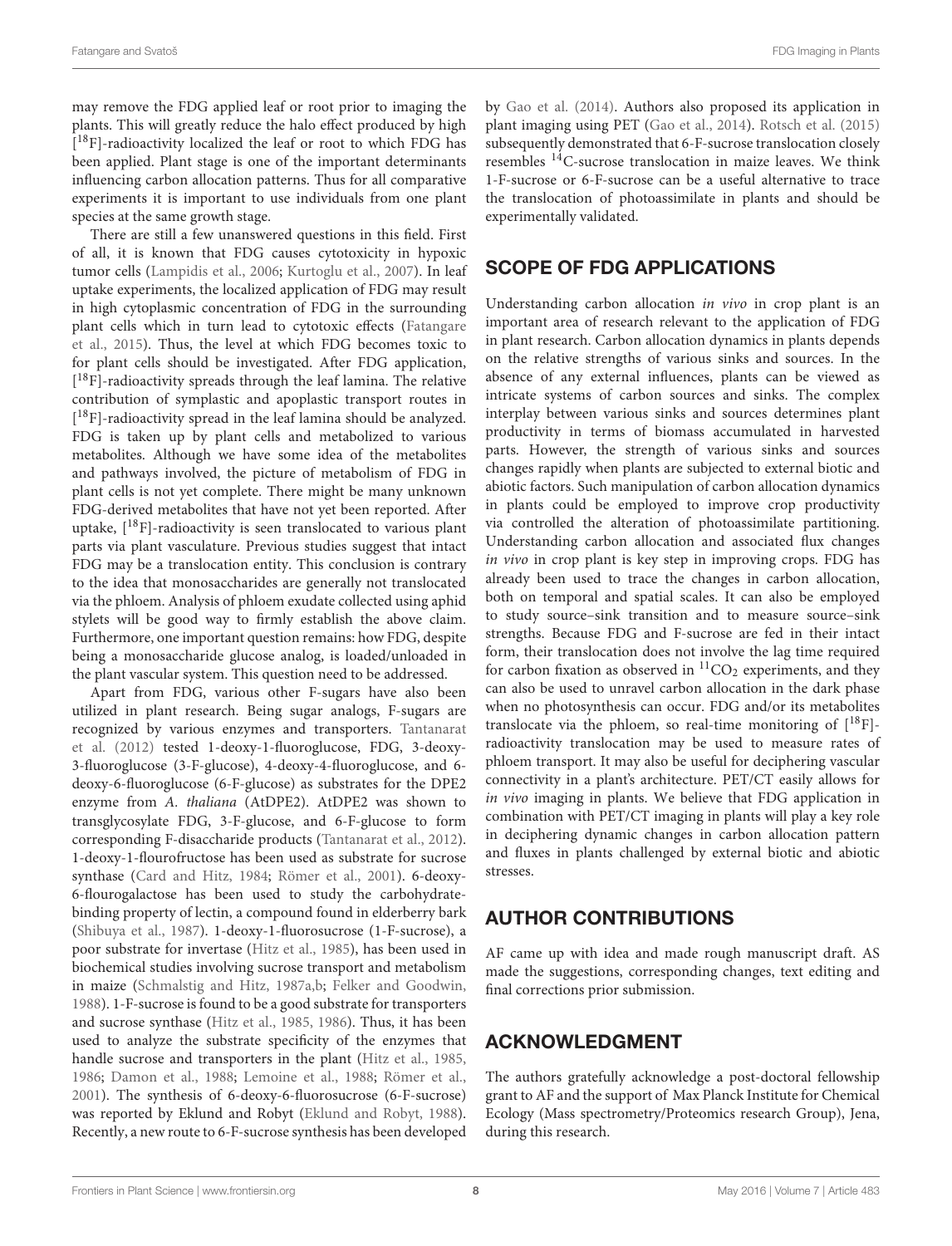may remove the FDG applied leaf or root prior to imaging the plants. This will greatly reduce the halo effect produced by high [$^{18}$F]-radioactivity localized the leaf or root to which FDG has been applied. Plant stage is one of the important determinants influencing carbon allocation patterns. Thus for all comparative experiments it is important to use individuals from one plant species at the same growth stage.

There are still a few unanswered questions in this field. First of all, it is known that FDG causes cytotoxicity in hypoxic tumor cells (Lampidis et al., 2006; Kurtoglu et al., 2007). In leaf uptake experiments, the localized application of FDG may result in high cytoplasmic concentration of FDG in the surrounding plant cells which in turn lead to cytotoxic effects (Fatangare et al., 2015). Thus, the level at which FDG becomes toxic to for plant cells should be investigated. After FDG application, [$^{18}$F]-radioactivity spreads through the leaf lamina. The relative contribution of symplastic and apoplastic transport routes in [$^{18}$F]-radioactivity spread in the leaf lamina should be analyzed. FDG is taken up by plant cells and metabolized to various metabolites. Although we have some idea of the metabolites and pathways involved, the picture of metabolism of FDG in plant cells is not yet complete. There might be many unknown FDG-derived metabolites that have not yet been reported. After uptake, [$^{18}$F]-radioactivity is seen translocated to various plant parts via plant vasculature. Previous studies suggest that intact FDG may be a translocation entity. This conclusion is contrary to the idea that monosaccharides are generally not translocated via the phloem. Analysis of phloem exudate collected using aphid stylets will be good way to firmly establish the above claim. Furthermore, one important question remains: how FDG, despite being a monosaccharide glucose analog, is loaded/unloaded in the plant vascular system. This question need to be addressed.

Apart from FDG, various other F-sugars have also been utilized in plant research. Being sugar analogs, F-sugars are recognized by various enzymes and transporters. Tantanarat et al. (2012) tested 1-deoxy-1-fluoroglucose, FDG, 3-deoxy-3-fluoroglucose (3-F-glucose), 4-deoxy-4-fluoroglucose, and 6-deoxy-6-fluoroglucose (6-F-glucose) as substrates for the DPE2 enzyme from *A. thaliana* (AtDPE2). AtDPE2 was shown to transglycosylate FDG, 3-F-glucose, and 6-F-glucose to form corresponding F-disaccharide products (Tantanarat et al., 2012). 1-deoxy-1-flourofructose has been used as substrate for sucrose synthase (Card and Hitz, 1984; Römer et al., 2001). 6-deoxy-6-flourogalactose has been used to study the carbohydrate-binding property of lectin, a compound found in elderberry bark (Shibuya et al., 1987). 1-deoxy-1-fluorosucrose (1-F-sucrose), a poor substrate for invertase (Hitz et al., 1985), has been used in biochemical studies involving sucrose transport and metabolism in maize (Schmalstig and Hitz, 1987a,b; Felker and Goodwin, 1988). 1-F-sucrose is found to be a good substrate for transporters and sucrose synthase (Hitz et al., 1985, 1986). Thus, it has been used to analyze the substrate specificity of the enzymes that handle sucrose and transporters in the plant (Hitz et al., 1985, 1986; Damon et al., 1988; Lemoine et al., 1988; Römer et al., 2001). The synthesis of 6-deoxy-6-fluorosucrose (6-F-sucrose) was reported by Eklund and Robyt (Eklund and Robyt, 1988). Recently, a new route to 6-F-sucrose synthesis has been developed by Gao et al. (2014). Authors also proposed its application in plant imaging using PET (Gao et al., 2014). Rotsch et al. (2015) subsequently demonstrated that 6-F-sucrose translocation closely resembles $^{14}$C-sucrose translocation in maize leaves. We think 1-F-sucrose or 6-F-sucrose can be a useful alternative to trace the translocation of photoassimilate in plants and should be experimentally validated.

## SCOPE OF FDG APPLICATIONS

Understanding carbon allocation *in vivo* in crop plant is an important area of research relevant to the application of FDG in plant research. Carbon allocation dynamics in plants depends on the relative strengths of various sinks and sources. In the absence of any external influences, plants can be viewed as intricate systems of carbon sources and sinks. The complex interplay between various sinks and sources determines plant productivity in terms of biomass accumulated in harvested parts. However, the strength of various sinks and sources changes rapidly when plants are subjected to external biotic and abiotic factors. Such manipulation of carbon allocation dynamics in plants could be employed to improve crop productivity via controlled the alteration of photoassimilate partitioning. Understanding carbon allocation and associated flux changes *in vivo* in crop plant is key step in improving crops. FDG has already been used to trace the changes in carbon allocation, both on temporal and spatial scales. It can also be employed to study source–sink transition and to measure source–sink strengths. Because FDG and F-sucrose are fed in their intact form, their translocation does not involve the lag time required for carbon fixation as observed in $^{11}CO_2$ experiments, and they can also be used to unravel carbon allocation in the dark phase when no photosynthesis can occur. FDG and/or its metabolites translocate via the phloem, so real-time monitoring of [$^{18}$F]-radioactivity translocation may be used to measure rates of phloem transport. It may also be useful for deciphering vascular connectivity in a plant's architecture. PET/CT easily allows for *in vivo* imaging in plants. We believe that FDG application in combination with PET/CT imaging in plants will play a key role in deciphering dynamic changes in carbon allocation pattern and fluxes in plants challenged by external biotic and abiotic stresses.

## AUTHOR CONTRIBUTIONS

AF came up with idea and made rough manuscript draft. AS made the suggestions, corresponding changes, text editing and final corrections prior submission.

## ACKNOWLEDGMENT

The authors gratefully acknowledge a post-doctoral fellowship grant to AF and the support of Max Planck Institute for Chemical Ecology (Mass spectrometry/Proteomics research Group), Jena, during this research.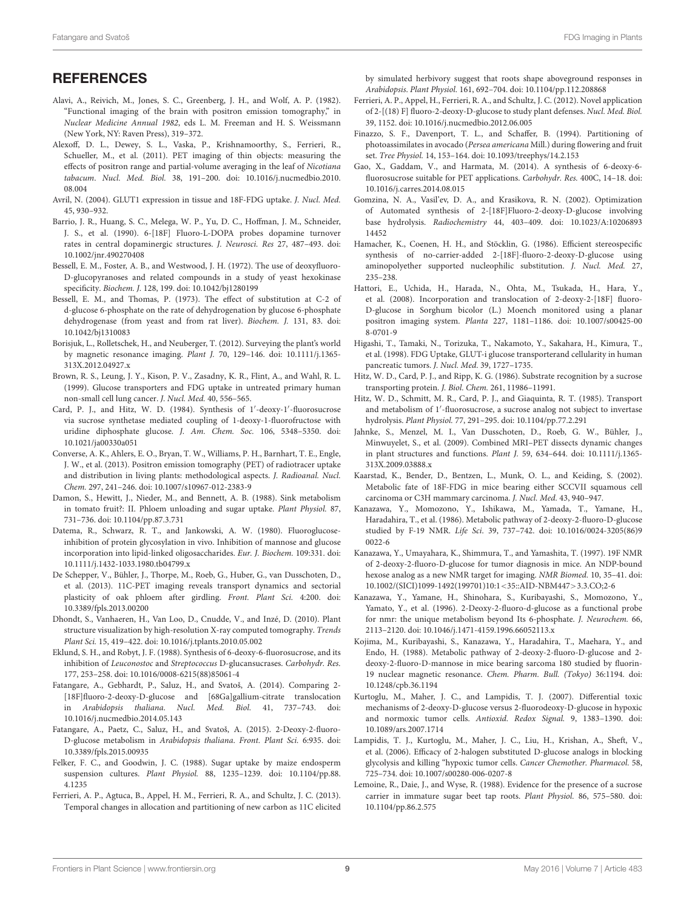## REFERENCES

Alavi, A., Reivich, M., Jones, S. C., Greenberg, J. H., and Wolf, A. P. (1982). "Functional imaging of the brain with positron emission tomography," in *Nuclear Medicine Annual 1982*, eds L. M. Freeman and H. S. Weissmann (New York, NY: Raven Press), 319–372.

Alexoff, D. L., Dewey, S. L., Vaska, P., Krishnamoorthy, S., Ferrieri, R., Schueller, M., et al. (2011). PET imaging of thin objects: measuring the effects of positron range and partial-volume averaging in the leaf of *Nicotiana tabacum*. *Nucl. Med. Biol.* 38, 191–200. doi: 10.1016/j.nucmedbio.2010.08.004

Avril, N. (2004). GLUT1 expression in tissue and 18F-FDG uptake. *J. Nucl. Med.* 45, 930–932.

Barrio, J. R., Huang, S. C., Melega, W. P., Yu, D. C., Hoffman, J. M., Schneider, J. S., et al. (1990). 6-[18F] Fluoro-L-DOPA probes dopamine turnover rates in central dopaminergic structures. *J. Neurosci. Res* 27, 487–493. doi: 10.1002/jnr.490270408

Bessell, E. M., Foster, A. B., and Westwood, J. H. (1972). The use of deoxyfluoro-D-glucopyranoses and related compounds in a study of yeast hexokinase specificity. *Biochem. J.* 128, 199. doi: 10.1042/bj1280199

Bessell, E. M., and Thomas, P. (1973). The effect of substitution at C-2 of d-glucose 6-phosphate on the rate of dehydrogenation by glucose 6-phosphate dehydrogenase (from yeast and from rat liver). *Biochem. J.* 131, 83. doi: 10.1042/bj1310083

Borisjuk, L., Rolletschek, H., and Neuberger, T. (2012). Surveying the plant's world by magnetic resonance imaging. *Plant J.* 70, 129–146. doi: 10.1111/j.1365-313X.2012.04927.x

Brown, R. S., Leung, J. Y., Kison, P. V., Zasadny, K. R., Flint, A., and Wahl, R. L. (1999). Glucose transporters and FDG uptake in untreated primary human non-small cell lung cancer. *J. Nucl. Med.* 40, 556–565.

Card, P. J., and Hitz, W. D. (1984). Synthesis of 1′-deoxy-1′-fluorosucrose via sucrose synthetase mediated coupling of 1-deoxy-1-fluorofructose with uridine diphosphate glucose. *J. Am. Chem. Soc.* 106, 5348–5350. doi: 10.1021/ja00330a051

Converse, A. K., Ahlers, E. O., Bryan, T. W., Williams, P. H., Barnhart, T. E., Engle, J. W., et al. (2013). Positron emission tomography (PET) of radiotracer uptake and distribution in living plants: methodological aspects. *J. Radioanal. Nucl. Chem.* 297, 241–246. doi: 10.1007/s10967-012-2383-9

Damon, S., Hewitt, J., Nieder, M., and Bennett, A. B. (1988). Sink metabolism in tomato fruit?: II. Phloem unloading and sugar uptake. *Plant Physiol.* 87, 731–736. doi: 10.1104/pp.87.3.731

Datema, R., Schwarz, R. T., and Jankowski, A. W. (1980). Fluoroglucose-inhibition of protein glycosylation in vivo. Inhibition of mannose and glucose incorporation into lipid-linked oligosaccharides. *Eur. J. Biochem.* 109:331. doi: 10.1111/j.1432-1033.1980.tb04799.x

De Schepper, V., Bühler, J., Thorpe, M., Roeb, G., Huber, G., van Dusschoten, D., et al. (2013). 11C-PET imaging reveals transport dynamics and sectorial plasticity of oak phloem after girdling. *Front. Plant Sci.* 4:200. doi: 10.3389/fpls.2013.00200

Dhondt, S., Vanhaeren, H., Van Loo, D., Cnudde, V., and Inzé, D. (2010). Plant structure visualization by high-resolution X-ray computed tomography. *Trends Plant Sci.* 15, 419–422. doi: 10.1016/j.tplants.2010.05.002

Eklund, S. H., and Robyt, J. F. (1988). Synthesis of 6-deoxy-6-fluorosucrose, and its inhibition of *Leuconostoc* and *Streptococcus* D-glucansucrases. *Carbohydr. Res.* 177, 253–258. doi: 10.1016/0008-6215(88)85061-4

Fatangare, A., Gebhardt, P., Saluz, H., and Svatoš, A. (2014). Comparing 2-[18F]fluoro-2-deoxy-D-glucose and [68Ga]gallium-citrate translocation in *Arabidopsis thaliana*. *Nucl. Med. Biol.* 41, 737–743. doi: 10.1016/j.nucmedbio.2014.05.143

Fatangare, A., Paetz, C., Saluz, H., and Svatoš, A. (2015). 2-Deoxy-2-fluoro-D-glucose metabolism in *Arabidopsis thaliana*. *Front. Plant Sci.* 6:935. doi: 10.3389/fpls.2015.00935

Felker, F. C., and Goodwin, J. C. (1988). Sugar uptake by maize endosperm suspension cultures. *Plant Physiol.* 88, 1235–1239. doi: 10.1104/pp.88.4.1235

Ferrieri, A. P., Agtuca, B., Appel, H. M., Ferrieri, R. A., and Schultz, J. C. (2013). Temporal changes in allocation and partitioning of new carbon as 11C elicited by simulated herbivory suggest that roots shape aboveground responses in *Arabidopsis*. *Plant Physiol.* 161, 692–704. doi: 10.1104/pp.112.208868

Ferrieri, A. P., Appel, H., Ferrieri, R. A., and Schultz, J. C. (2012). Novel application of 2-[(18) F] fluoro-2-deoxy-D-glucose to study plant defenses. *Nucl. Med. Biol.* 39, 1152. doi: 10.1016/j.nucmedbio.2012.06.005

Finazzo, S. F., Davenport, T. L., and Schaffer, B. (1994). Partitioning of photoassimilates in avocado (*Persea americana* Mill.) during flowering and fruit set. *Tree Physiol.* 14, 153–164. doi: 10.1093/treephys/14.2.153

Gao, X., Gaddam, V., and Harmata, M. (2014). A synthesis of 6-deoxy-6-fluorosucrose suitable for PET applications. *Carbohydr. Res.* 400C, 14–18. doi: 10.1016/j.carres.2014.08.015

Gomzina, N. A., Vasil'ev, D. A., and Krasikova, R. N. (2002). Optimization of Automated synthesis of 2-[18F]Fluoro-2-deoxy-D-glucose involving base hydrolysis. *Radiochemistry* 44, 403–409. doi: 10.1023/A:1020689314452

Hamacher, K., Coenen, H. H., and Stöcklin, G. (1986). Efficient stereospecific synthesis of no-carrier-added 2-[18F]-fluoro-2-deoxy-D-glucose using aminopolyether supported nucleophilic substitution. *J. Nucl. Med.* 27, 235–238.

Hattori, E., Uchida, H., Harada, N., Ohta, M., Tsukada, H., Hara, Y., et al. (2008). Incorporation and translocation of 2-deoxy-2-[18F] fluoro-D-glucose in Sorghum bicolor (L.) Moench monitored using a planar positron imaging system. *Planta* 227, 1181–1186. doi: 10.1007/s00425-008-0701-9

Higashi, T., Tamaki, N., Torizuka, T., Nakamoto, Y., Sakahara, H., Kimura, T., et al. (1998). FDG Uptake, GLUT-i glucose transporterand cellularity in human pancreatic tumors. *J. Nucl. Med*. 39, 1727–1735.

Hitz, W. D., Card, P. J., and Ripp, K. G. (1986). Substrate recognition by a sucrose transporting protein. *J. Biol. Chem.* 261, 11986–11991.

Hitz, W. D., Schmitt, M. R., Card, P. J., and Giaquinta, R. T. (1985). Transport and metabolism of 1′-fluorosucrose, a sucrose analog not subject to invertase hydrolysis. *Plant Physiol.* 77, 291–295. doi: 10.1104/pp.77.2.291

Jahnke, S., Menzel, M. I., Van Dusschoten, D., Roeb, G. W., Bühler, J., Minwuyelet, S., et al. (2009). Combined MRI–PET dissects dynamic changes in plant structures and functions. *Plant J.* 59, 634–644. doi: 10.1111/j.1365-313X.2009.03888.x

Kaarstad, K., Bender, D., Bentzen, L., Munk, O. L., and Keiding, S. (2002). Metabolic fate of 18F-FDG in mice bearing either SCCVII squamous cell carcinoma or C3H mammary carcinoma. *J. Nucl. Med.* 43, 940–947.

Kanazawa, Y., Momozono, Y., Ishikawa, M., Yamada, T., Yamane, H., Haradahira, T., et al. (1986). Metabolic pathway of 2-deoxy-2-fluoro-D-glucose studied by F-19 NMR. *Life Sci.* 39, 737–742. doi: 10.1016/0024-3205(86)90022-6

Kanazawa, Y., Umayahara, K., Shimmura, T., and Yamashita, T. (1997). 19F NMR of 2-deoxy-2-fluoro-D-glucose for tumor diagnosis in mice. An NDP-bound hexose analog as a new NMR target for imaging. *NMR Biomed.* 10, 35–41. doi: 10.1002/(SICI)1099-1492(199701)10:1<35::AID-NBM447>3.3.CO;2-6

Kanazawa, Y., Yamane, H., Shinohara, S., Kuribayashi, S., Momozono, Y., Yamato, Y., et al. (1996). 2-Deoxy-2-fluoro-d-glucose as a functional probe for nmr: the unique metabolism beyond Its 6-phosphate. *J. Neurochem.* 66, 2113–2120. doi: 10.1046/j.1471-4159.1996.66052113.x

Kojima, M., Kuribayashi, S., Kanazawa, Y., Haradahira, T., Maehara, Y., and Endo, H. (1988). Metabolic pathway of 2-deoxy-2-fluoro-D-glucose and 2-deoxy-2-fluoro-D-mannose in mice bearing sarcoma 180 studied by fluorin-19 nuclear magnetic resonance. *Chem. Pharm. Bull. (Tokyo)* 36:1194. doi: 10.1248/cpb.36.1194

Kurtoglu, M., Maher, J. C., and Lampidis, T. J. (2007). Differential toxic mechanisms of 2-deoxy-D-glucose versus 2-fluorodeoxy-D-glucose in hypoxic and normoxic tumor cells. *Antioxid. Redox Signal.* 9, 1383–1390. doi: 10.1089/ars.2007.1714

Lampidis, T. J., Kurtoglu, M., Maher, J. C., Liu, H., Krishan, A., Sheft, V., et al. (2006). Efficacy of 2-halogen substituted D-glucose analogs in blocking glycolysis and killing "hypoxic tumor cells. *Cancer Chemother. Pharmacol.* 58, 725–734. doi: 10.1007/s00280-006-0207-8

Lemoine, R., Daie, J., and Wyse, R. (1988). Evidence for the presence of a sucrose carrier in immature sugar beet tap roots. *Plant Physiol.* 86, 575–580. doi: 10.1104/pp.86.2.575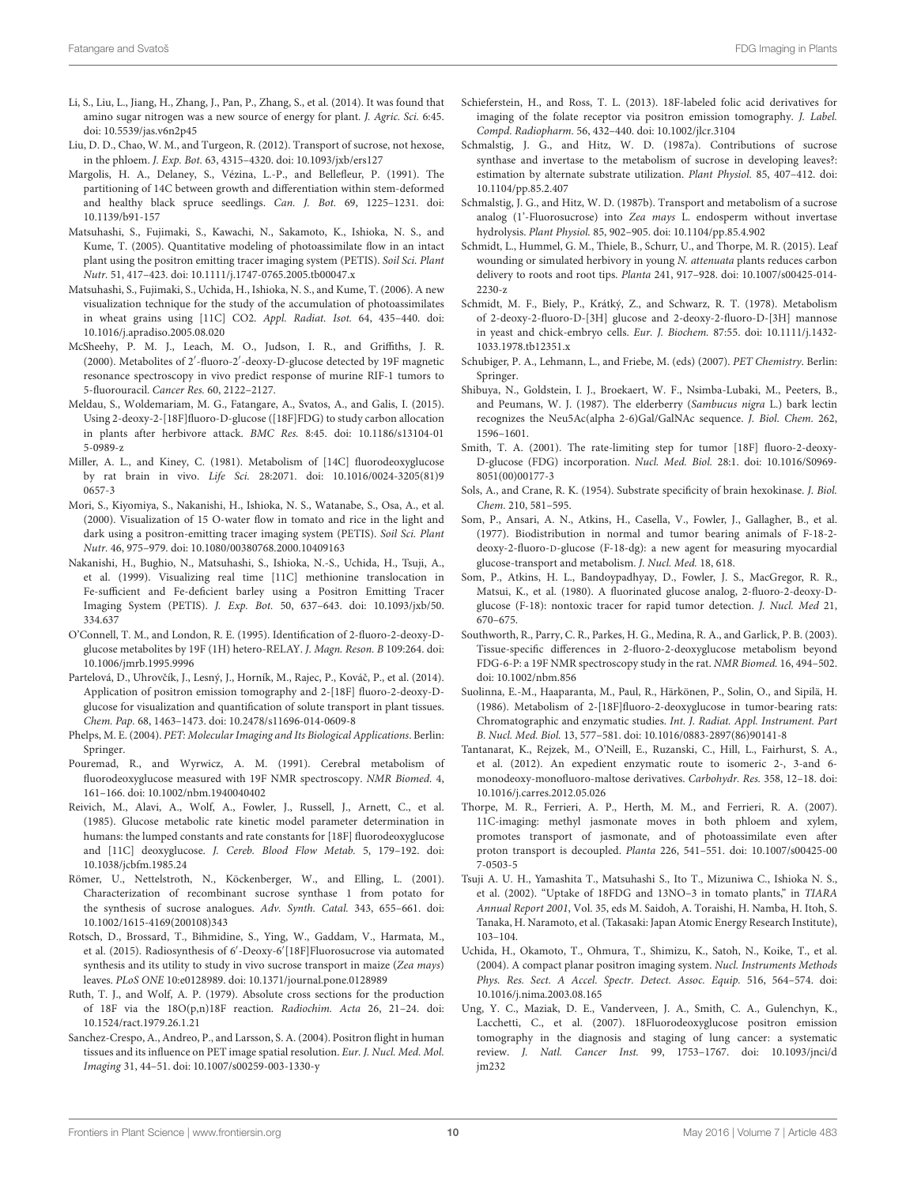Li, S., Liu, L., Jiang, H., Zhang, J., Pan, P., Zhang, S., et al. (2014). It was found that amino sugar nitrogen was a new source of energy for plant. *J. Agric. Sci.* 6:45. doi: 10.5539/jas.v6n2p45

Liu, D. D., Chao, W. M., and Turgeon, R. (2012). Transport of sucrose, not hexose, in the phloem. *J. Exp. Bot.* 63, 4315–4320. doi: 10.1093/jxb/ers127

Margolis, H. A., Delaney, S., Vézina, L.-P., and Bellefleur, P. (1991). The partitioning of 14C between growth and differentiation within stem-deformed and healthy black spruce seedlings. *Can. J. Bot.* 69, 1225–1231. doi: 10.1139/b91-157

Matsuhashi, S., Fujimaki, S., Kawachi, N., Sakamoto, K., Ishioka, N. S., and Kume, T. (2005). Quantitative modeling of photoassimilate flow in an intact plant using the positron emitting tracer imaging system (PETIS). *Soil Sci. Plant Nutr.* 51, 417–423. doi: 10.1111/j.1747-0765.2005.tb00047.x

Matsuhashi, S., Fujimaki, S., Uchida, H., Ishioka, N. S., and Kume, T. (2006). A new visualization technique for the study of the accumulation of photoassimilates in wheat grains using [11C] CO2. *Appl. Radiat. Isot.* 64, 435–440. doi: 10.1016/j.apradiso.2005.08.020

McSheehy, P. M. J., Leach, M. O., Judson, I. R., and Griffiths, J. R. (2000). Metabolites of 2′-fluoro-2′-deoxy-D-glucose detected by 19F magnetic resonance spectroscopy in vivo predict response of murine RIF-1 tumors to 5-fluorouracil. *Cancer Res.* 60, 2122–2127.

Meldau, S., Woldemariam, M. G., Fatangare, A., Svatos, A., and Galis, I. (2015). Using 2-deoxy-2-[18F]fluoro-D-glucose ([18F]FDG) to study carbon allocation in plants after herbivore attack. *BMC Res.* 8:45. doi: 10.1186/s13104-015-0989-z

Miller, A. L., and Kiney, C. (1981). Metabolism of [14C] fluorodeoxyglucose by rat brain in vivo. *Life Sci.* 28:2071. doi: 10.1016/0024-3205(81)90657-3

Mori, S., Kiyomiya, S., Nakanishi, H., Ishioka, N. S., Watanabe, S., Osa, A., et al. (2000). Visualization of 15 O-water flow in tomato and rice in the light and dark using a positron-emitting tracer imaging system (PETIS). *Soil Sci. Plant Nutr.* 46, 975–979. doi: 10.1080/00380768.2000.10409163

Nakanishi, H., Bughio, N., Matsuhashi, S., Ishioka, N.-S., Uchida, H., Tsuji, A., et al. (1999). Visualizing real time [11C] methionine translocation in Fe-sufficient and Fe-deficient barley using a Positron Emitting Tracer Imaging System (PETIS). *J. Exp. Bot.* 50, 637–643. doi: 10.1093/jxb/50.334.637

O'Connell, T. M., and London, R. E. (1995). Identification of 2-fluoro-2-deoxy-D-glucose metabolites by 19F (1H) hetero-RELAY. *J. Magn. Reson. B* 109:264. doi: 10.1006/jmrb.1995.9996

Partelová, D., Uhrovčík, J., Lesný, J., Horník, M., Rajec, P., Kováč, P., et al. (2014). Application of positron emission tomography and 2-[18F] fluoro-2-deoxy-D-glucose for visualization and quantification of solute transport in plant tissues. *Chem. Pap.* 68, 1463–1473. doi: 10.2478/s11696-014-0609-8

Phelps, M. E. (2004). *PET: Molecular Imaging and Its Biological Applications*. Berlin: Springer.

Pouremad, R., and Wyrwicz, A. M. (1991). Cerebral metabolism of fluorodeoxyglucose measured with 19F NMR spectroscopy. *NMR Biomed.* 4, 161–166. doi: 10.1002/nbm.1940040402

Reivich, M., Alavi, A., Wolf, A., Fowler, J., Russell, J., Arnett, C., et al. (1985). Glucose metabolic rate kinetic model parameter determination in humans: the lumped constants and rate constants for [18F] fluorodeoxyglucose and [11C] deoxyglucose. *J. Cereb. Blood Flow Metab.* 5, 179–192. doi: 10.1038/jcbfm.1985.24

Römer, U., Nettelstroth, N., Köckenberger, W., and Elling, L. (2001). Characterization of recombinant sucrose synthase 1 from potato for the synthesis of sucrose analogues. *Adv. Synth. Catal.* 343, 655–661. doi: 10.1002/1615-4169(200108)343

Rotsch, D., Brossard, T., Bihmidine, S., Ying, W., Gaddam, V., Harmata, M., et al. (2015). Radiosynthesis of 6′-Deoxy-6′[18F]Fluorosucrose via automated synthesis and its utility to study in vivo sucrose transport in maize (*Zea mays*) leaves. *PLoS ONE* 10:e0128989. doi: 10.1371/journal.pone.0128989

Ruth, T. J., and Wolf, A. P. (1979). Absolute cross sections for the production of 18F via the 18O(p,n)18F reaction. *Radiochim. Acta* 26, 21–24. doi: 10.1524/ract.1979.26.1.21

Sanchez-Crespo, A., Andreo, P., and Larsson, S. A. (2004). Positron flight in human tissues and its influence on PET image spatial resolution. *Eur. J. Nucl. Med. Mol. Imaging* 31, 44–51. doi: 10.1007/s00259-003-1330-y

Schieferstein, H., and Ross, T. L. (2013). 18F-labeled folic acid derivatives for imaging of the folate receptor via positron emission tomography. *J. Label. Compd. Radiopharm.* 56, 432–440. doi: 10.1002/jlcr.3104

Schmalstig, J. G., and Hitz, W. D. (1987a). Contributions of sucrose synthase and invertase to the metabolism of sucrose in developing leaves?: estimation by alternate substrate utilization. *Plant Physiol.* 85, 407–412. doi: 10.1104/pp.85.2.407

Schmalstig, J. G., and Hitz, W. D. (1987b). Transport and metabolism of a sucrose analog (1′-Fluorosucrose) into *Zea mays* L. endosperm without invertase hydrolysis. *Plant Physiol.* 85, 902–905. doi: 10.1104/pp.85.4.902

Schmidt, L., Hummel, G. M., Thiele, B., Schurr, U., and Thorpe, M. R. (2015). Leaf wounding or simulated herbivory in young *N. attenuata* plants reduces carbon delivery to roots and root tips. *Planta* 241, 917–928. doi: 10.1007/s00425-014-2230-z

Schmidt, M. F., Biely, P., Krátký, Z., and Schwarz, R. T. (1978). Metabolism of 2-deoxy-2-fluoro-D-[3H] glucose and 2-deoxy-2-fluoro-D-[3H] mannose in yeast and chick-embryo cells. *Eur. J. Biochem.* 87:55. doi: 10.1111/j.1432-1033.1978.tb12351.x

Schubiger, P. A., Lehmann, L., and Friebe, M. (eds) (2007). *PET Chemistry*. Berlin: Springer.

Shibuya, N., Goldstein, I. J., Broekaert, W. F., Nsimba-Lubaki, M., Peeters, B., and Peumans, W. J. (1987). The elderberry (*Sambucus nigra* L.) bark lectin recognizes the Neu5Ac(alpha 2-6)Gal/GalNAc sequence. *J. Biol. Chem.* 262, 1596–1601.

Smith, T. A. (2001). The rate-limiting step for tumor [18F] fluoro-2-deoxy-D-glucose (FDG) incorporation. *Nucl. Med. Biol.* 28:1. doi: 10.1016/S0969-8051(00)00177-3

Sols, A., and Crane, R. K. (1954). Substrate specificity of brain hexokinase. *J. Biol. Chem.* 210, 581–595.

Som, P., Ansari, A. N., Atkins, H., Casella, V., Fowler, J., Gallagher, B., et al. (1977). Biodistribution in normal and tumor bearing animals of F-18-2-deoxy-2-fluoro-D-glucose (F-18-dg): a new agent for measuring myocardial glucose-transport and metabolism. *J. Nucl. Med.* 18, 618.

Som, P., Atkins, H. L., Bandoypadhyay, D., Fowler, J. S., MacGregor, R. R., Matsui, K., et al. (1980). A fluorinated glucose analog, 2-fluoro-2-deoxy-D-glucose (F-18): nontoxic tracer for rapid tumor detection. *J. Nucl. Med* 21, 670–675.

Southworth, R., Parry, C. R., Parkes, H. G., Medina, R. A., and Garlick, P. B. (2003). Tissue-specific differences in 2-fluoro-2-deoxyglucose metabolism beyond FDG-6-P: a 19F NMR spectroscopy study in the rat. *NMR Biomed.* 16, 494–502. doi: 10.1002/nbm.856

Suolinna, E.-M., Haaparanta, M., Paul, R., Härkönen, P., Solin, O., and Sipilä, H. (1986). Metabolism of 2-[18F]fluoro-2-deoxyglucose in tumor-bearing rats: Chromatographic and enzymatic studies. *Int. J. Radiat. Appl. Instrument. Part B. Nucl. Med. Biol.* 13, 577–581. doi: 10.1016/0883-2897(86)90141-8

Tantanarat, K., Rejzek, M., O'Neill, E., Ruzanski, C., Hill, L., Fairhurst, S. A., et al. (2012). An expedient enzymatic route to isomeric 2-, 3-and 6-monodeoxy-monofluoro-maltose derivatives. *Carbohydr. Res.* 358, 12–18. doi: 10.1016/j.carres.2012.05.026

Thorpe, M. R., Ferrieri, A. P., Herth, M. M., and Ferrieri, R. A. (2007). 11C-imaging: methyl jasmonate moves in both phloem and xylem, promotes transport of jasmonate, and of photoassimilate even after proton transport is decoupled. *Planta* 226, 541–551. doi: 10.1007/s00425-007-0503-5

Tsuji A. U. H., Yamashita T., Matsuhashi S., Ito T., Mizuniwa C., Ishioka N. S., et al. (2002). "Uptake of 18FDG and 13NO–3 in tomato plants," in *TIARA Annual Report 2001*, Vol. 35, eds M. Saidoh, A. Toraishi, H. Namba, H. Itoh, S. Tanaka, H. Naramoto, et al. (Takasaki: Japan Atomic Energy Research Institute), 103–104.

Uchida, H., Okamoto, T., Ohmura, T., Shimizu, K., Satoh, N., Koike, T., et al. (2004). A compact planar positron imaging system. *Nucl. Instruments Methods Phys. Res. Sect. A Accel. Spectr. Detect. Assoc. Equip.* 516, 564–574. doi: 10.1016/j.nima.2003.08.165

Ung, Y. C., Maziak, D. E., Vanderveen, J. A., Smith, C. A., Gulenchyn, K., Lacchetti, C., et al. (2007). 18Fluorodeoxyglucose positron emission tomography in the diagnosis and staging of lung cancer: a systematic review. *J. Natl. Cancer Inst.* 99, 1753–1767. doi: 10.1093/jnci/djm232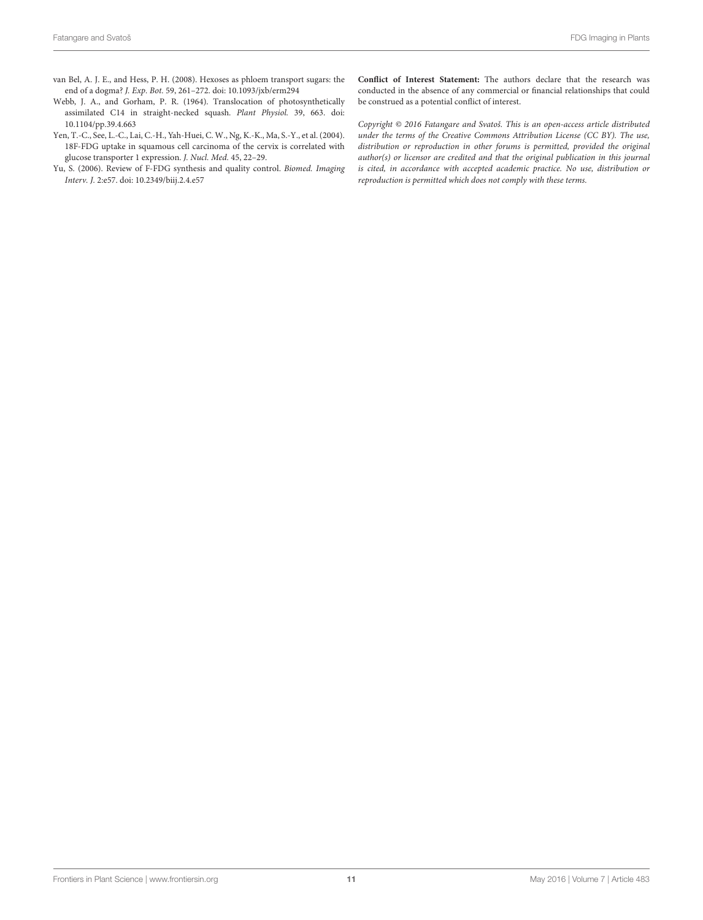van Bel, A. J. E., and Hess, P. H. (2008). Hexoses as phloem transport sugars: the end of a dogma? *J. Exp. Bot.* 59, 261–272. doi: 10.1093/jxb/erm294

Webb, J. A., and Gorham, P. R. (1964). Translocation of photosynthetically assimilated C14 in straight-necked squash. *Plant Physiol.* 39, 663. doi: 10.1104/pp.39.4.663

Yen, T.-C., See, L.-C., Lai, C.-H., Yah-Huei, C. W., Ng, K.-K., Ma, S.-Y., et al. (2004). 18F-FDG uptake in squamous cell carcinoma of the cervix is correlated with glucose transporter 1 expression. *J. Nucl. Med.* 45, 22–29.

Yu, S. (2006). Review of F-FDG synthesis and quality control. *Biomed. Imaging Interv. J.* 2:e57. doi: 10.2349/biij.2.4.e57

**Conflict of Interest Statement:** The authors declare that the research was conducted in the absence of any commercial or financial relationships that could be construed as a potential conflict of interest.

*Copyright © 2016 Fatangare and Svatoš. This is an open-access article distributed under the terms of the Creative Commons Attribution License (CC BY). The use, distribution or reproduction in other forums is permitted, provided the original author(s) or licensor are credited and that the original publication in this journal is cited, in accordance with accepted academic practice. No use, distribution or reproduction is permitted which does not comply with these terms.*